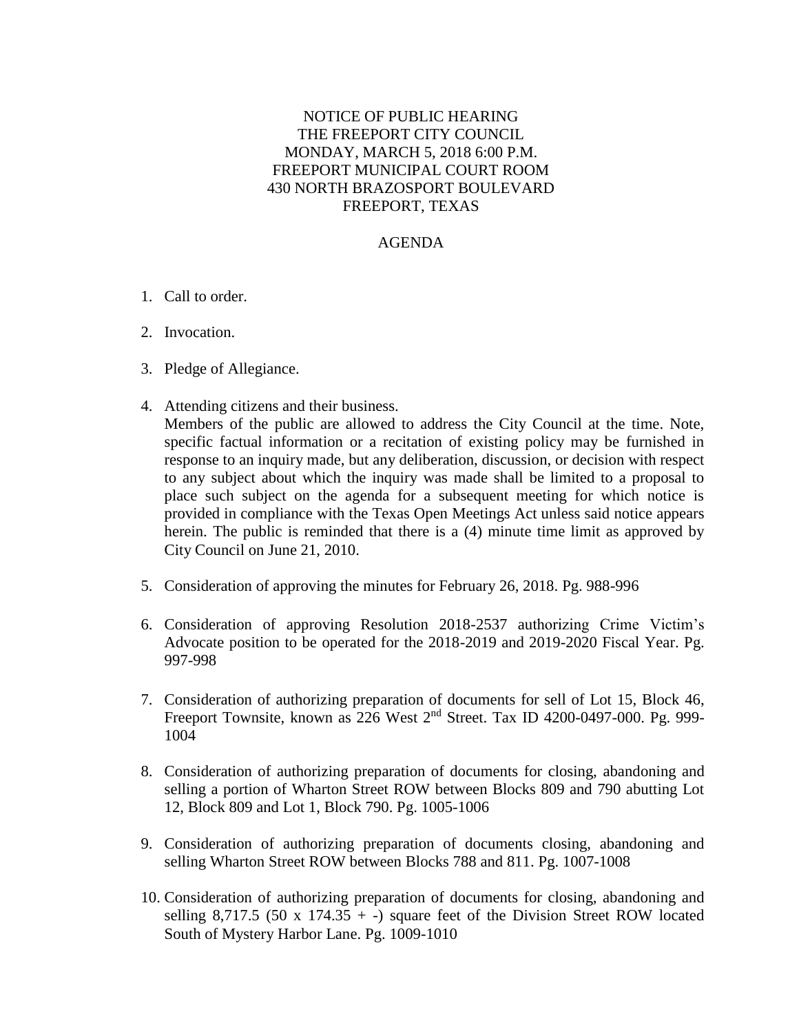# NOTICE OF PUBLIC HEARING
# THE FREEPORT CITY COUNCIL
# MONDAY, MARCH 5, 2018 6:00 P.M.
# FREEPORT MUNICIPAL COURT ROOM
# 430 NORTH BRAZOSPORT BOULEVARD
# FREEPORT, TEXAS

## AGENDA

1. Call to order.

2. Invocation.

3. Pledge of Allegiance.

4. Attending citizens and their business.
   Members of the public are allowed to address the City Council at the time. Note, specific factual information or a recitation of existing policy may be furnished in response to an inquiry made, but any deliberation, discussion, or decision with respect to any subject about which the inquiry was made shall be limited to a proposal to place such subject on the agenda for a subsequent meeting for which notice is provided in compliance with the Texas Open Meetings Act unless said notice appears herein. The public is reminded that there is a (4) minute time limit as approved by City Council on June 21, 2010.

5. Consideration of approving the minutes for February 26, 2018. Pg. 988-996

6. Consideration of approving Resolution 2018-2537 authorizing Crime Victim's Advocate position to be operated for the 2018-2019 and 2019-2020 Fiscal Year. Pg. 997-998

7. Consideration of authorizing preparation of documents for sell of Lot 15, Block 46, Freeport Townsite, known as 226 West 2nd Street. Tax ID 4200-0497-000. Pg. 999-1004

8. Consideration of authorizing preparation of documents for closing, abandoning and selling a portion of Wharton Street ROW between Blocks 809 and 790 abutting Lot 12, Block 809 and Lot 1, Block 790. Pg. 1005-1006

9. Consideration of authorizing preparation of documents closing, abandoning and selling Wharton Street ROW between Blocks 788 and 811. Pg. 1007-1008

10. Consideration of authorizing preparation of documents for closing, abandoning and selling 8,717.5 (50 x 174.35 + -) square feet of the Division Street ROW located South of Mystery Harbor Lane. Pg. 1009-1010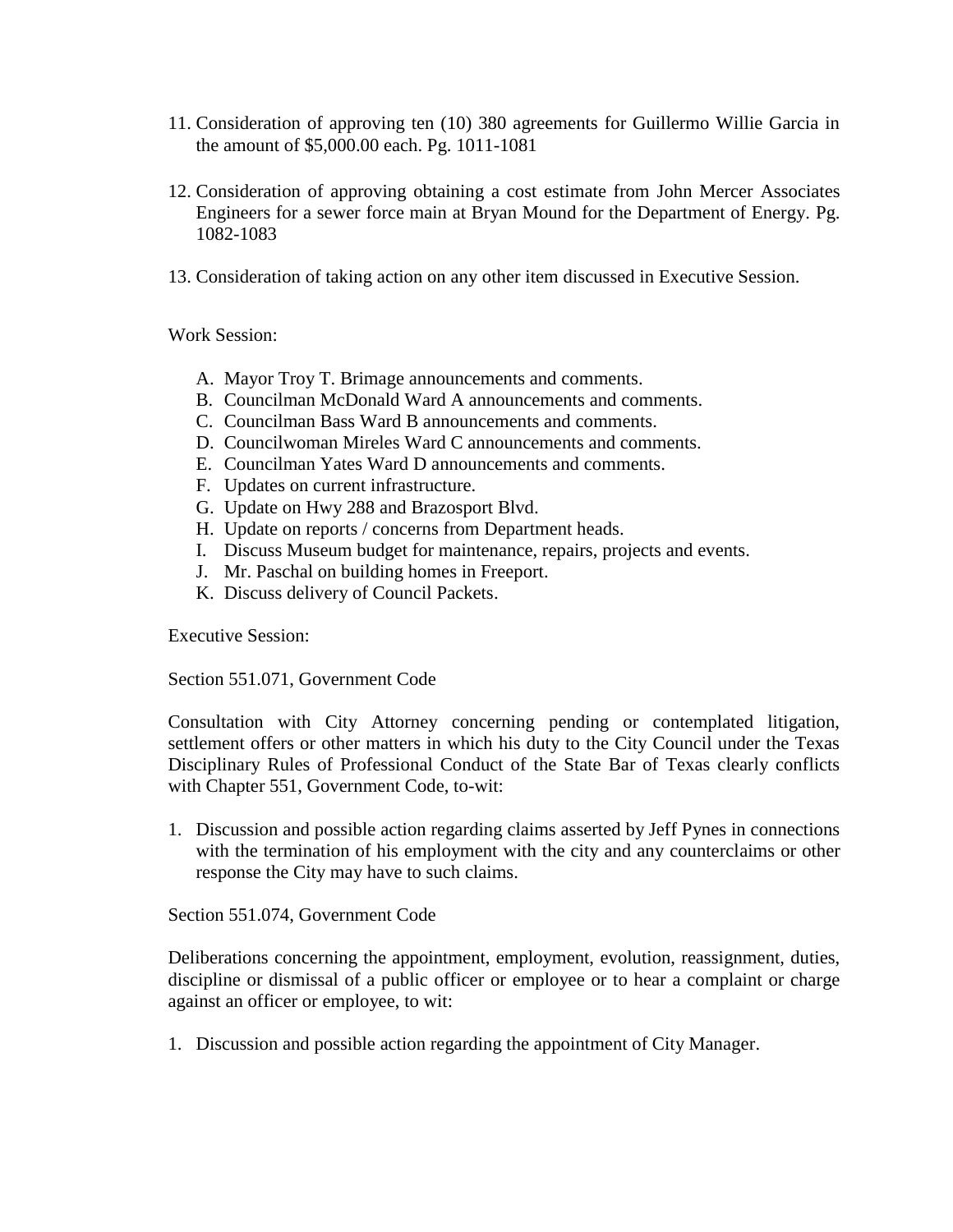11. Consideration of approving ten (10) 380 agreements for Guillermo Willie Garcia in the amount of $5,000.00 each. Pg. 1011-1081

12. Consideration of approving obtaining a cost estimate from John Mercer Associates Engineers for a sewer force main at Bryan Mound for the Department of Energy. Pg. 1082-1083

13. Consideration of taking action on any other item discussed in Executive Session.

Work Session:

A. Mayor Troy T. Brimage announcements and comments.
B. Councilman McDonald Ward A announcements and comments.
C. Councilman Bass Ward B announcements and comments.
D. Councilwoman Mireles Ward C announcements and comments.
E. Councilman Yates Ward D announcements and comments.
F. Updates on current infrastructure.
G. Update on Hwy 288 and Brazosport Blvd.
H. Update on reports / concerns from Department heads.
I. Discuss Museum budget for maintenance, repairs, projects and events.
J. Mr. Paschal on building homes in Freeport.
K. Discuss delivery of Council Packets.

Executive Session:

Section 551.071, Government Code

Consultation with City Attorney concerning pending or contemplated litigation, settlement offers or other matters in which his duty to the City Council under the Texas Disciplinary Rules of Professional Conduct of the State Bar of Texas clearly conflicts with Chapter 551, Government Code, to-wit:

1. Discussion and possible action regarding claims asserted by Jeff Pynes in connections with the termination of his employment with the city and any counterclaims or other response the City may have to such claims.

Section 551.074, Government Code

Deliberations concerning the appointment, employment, evolution, reassignment, duties, discipline or dismissal of a public officer or employee or to hear a complaint or charge against an officer or employee, to wit:

1. Discussion and possible action regarding the appointment of City Manager.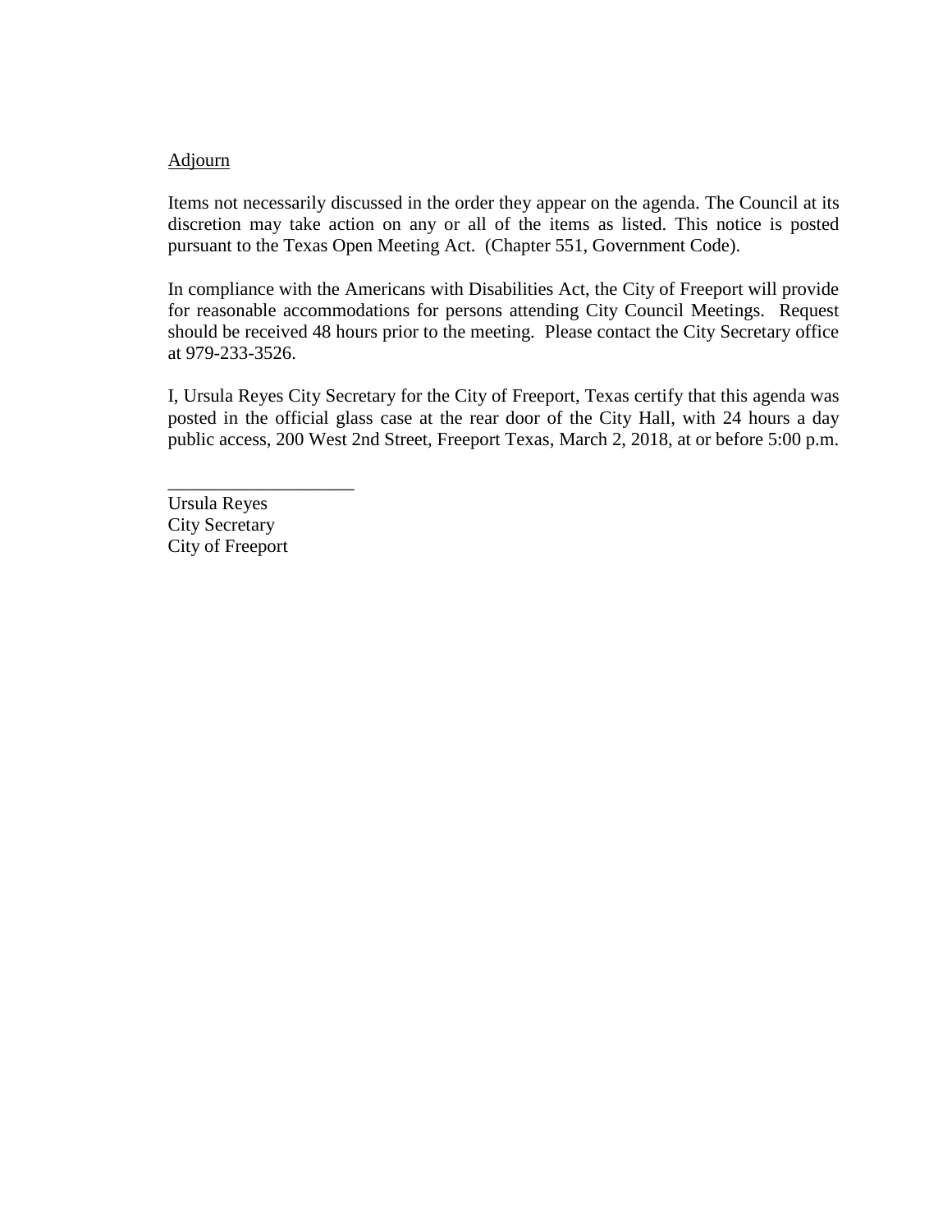Adjourn

Items not necessarily discussed in the order they appear on the agenda. The Council at its discretion may take action on any or all of the items as listed. This notice is posted pursuant to the Texas Open Meeting Act. (Chapter 551, Government Code).

In compliance with the Americans with Disabilities Act, the City of Freeport will provide for reasonable accommodations for persons attending City Council Meetings. Request should be received 48 hours prior to the meeting. Please contact the City Secretary office at 979-233-3526.

I, Ursula Reyes City Secretary for the City of Freeport, Texas certify that this agenda was posted in the official glass case at the rear door of the City Hall, with 24 hours a day public access, 200 West 2nd Street, Freeport Texas, March 2, 2018, at or before 5:00 p.m.

\_\_\_\_\_\_\_\_\_\_\_\_\_\_\_\_\_\_\_\_\_

Ursula Reyes  
City Secretary  
City of Freeport